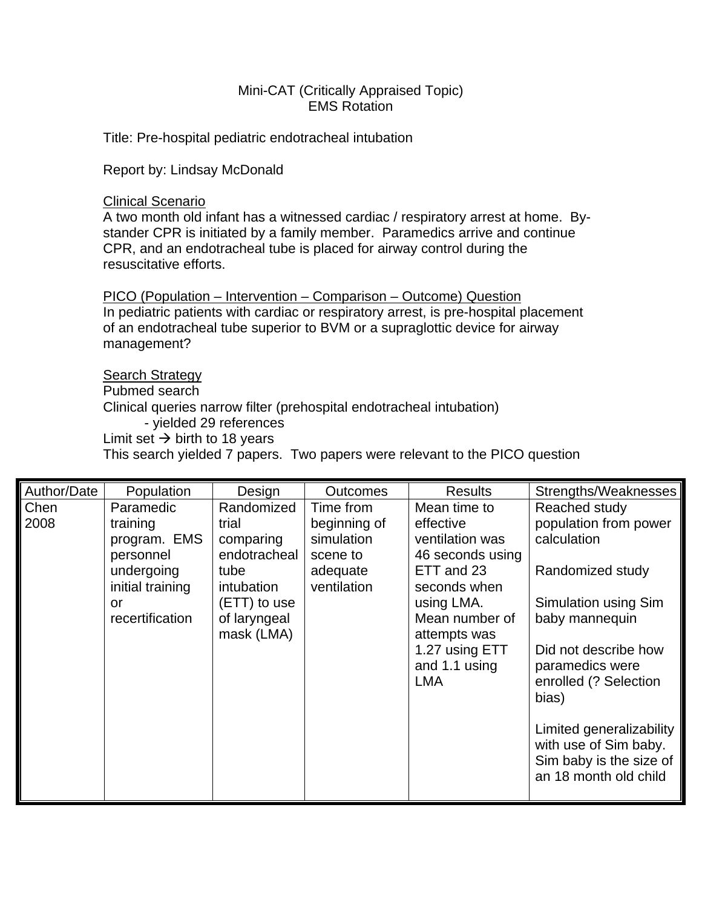Mini-CAT (Critically Appraised Topic)
EMS Rotation

Title: Pre-hospital pediatric endotracheal intubation

Report by: Lindsay McDonald

Clinical Scenario
A two month old infant has a witnessed cardiac / respiratory arrest at home. By-stander CPR is initiated by a family member. Paramedics arrive and continue CPR, and an endotracheal tube is placed for airway control during the resuscitative efforts.

PICO (Population – Intervention – Comparison – Outcome) Question
In pediatric patients with cardiac or respiratory arrest, is pre-hospital placement of an endotracheal tube superior to BVM or a supraglottic device for airway management?

Search Strategy
Pubmed search
Clinical queries narrow filter (prehospital endotracheal intubation)
- yielded 29 references

Limit set → birth to 18 years
This search yielded 7 papers. Two papers were relevant to the PICO question

| Author/Date | Population | Design | Outcomes | Results | Strengths/Weaknesses |
|---|---|---|---|---|---|
| Chen 2008 | Paramedic training program. EMS personnel undergoing initial training or recertification | Randomized trial comparing endotracheal tube intubation (ETT) to use of laryngeal mask (LMA) | Time from beginning of simulation scene to adequate ventilation | Mean time to effective ventilation was 46 seconds using ETT and 23 seconds when using LMA. Mean number of attempts was 1.27 using ETT and 1.1 using LMA | Reached study population from power calculation<br><br>Randomized study<br><br>Simulation using Sim baby mannequin<br><br>Did not describe how paramedics were enrolled (? Selection bias)<br><br>Limited generalizability with use of Sim baby. Sim baby is the size of an 18 month old child |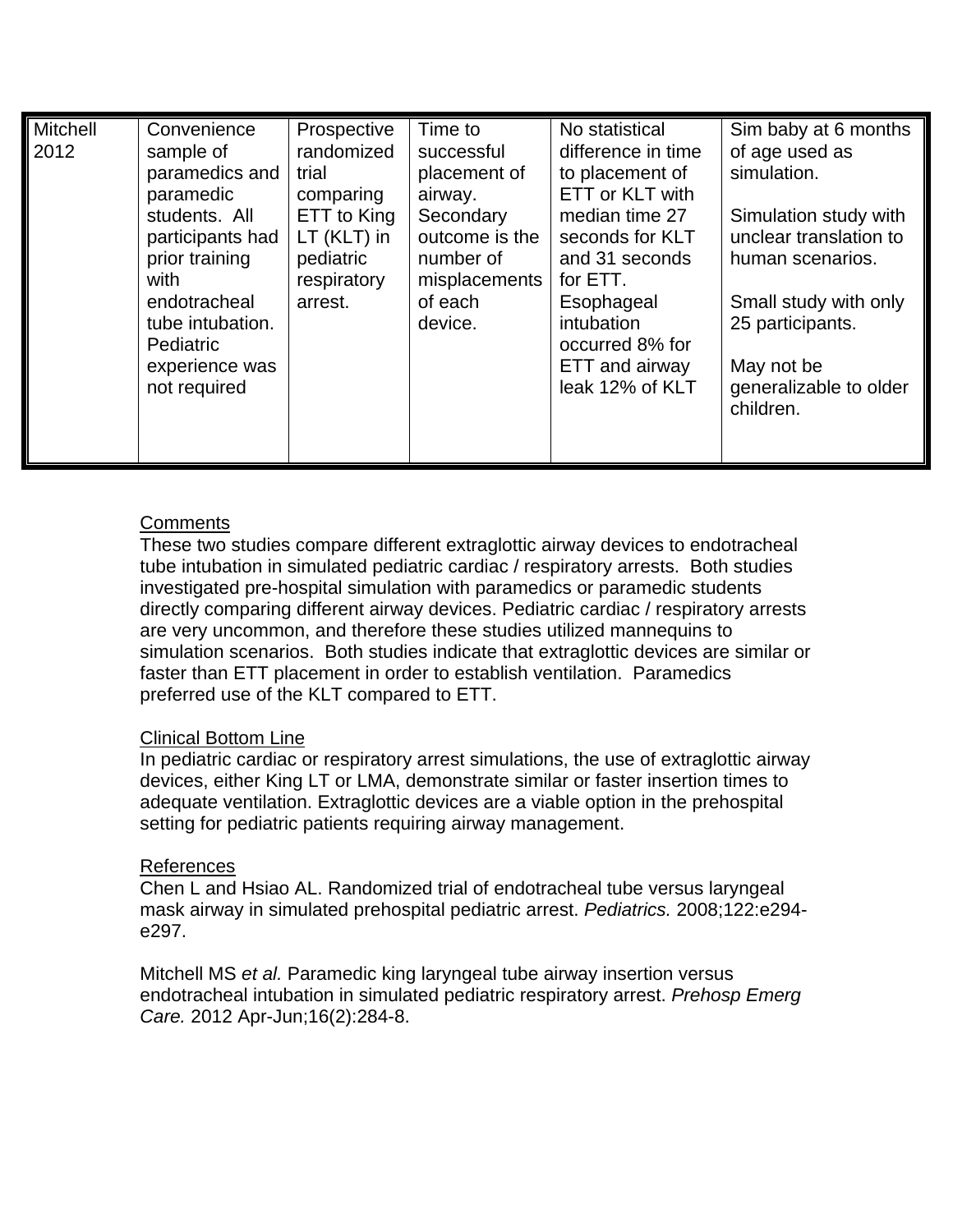| | | | | | |
|---|---|---|---|---|---|
| Mitchell 2012 | Convenience sample of paramedics and paramedic students. All participants had prior training with endotracheal tube intubation. Pediatric experience was not required | Prospective randomized trial comparing ETT to King LT (KLT) in pediatric respiratory arrest. | Time to successful placement of airway. Secondary outcome is the number of misplacements of each device. | No statistical difference in time to placement of ETT or KLT with median time 27 seconds for KLT and 31 seconds for ETT. Esophageal intubation occurred 8% for ETT and airway leak 12% of KLT | Sim baby at 6 months of age used as simulation.<br><br>Simulation study with unclear translation to human scenarios.<br><br>Small study with only 25 participants.<br><br>May not be generalizable to older children. |

Comments

These two studies compare different extraglottic airway devices to endotracheal tube intubation in simulated pediatric cardiac / respiratory arrests. Both studies investigated pre-hospital simulation with paramedics or paramedic students directly comparing different airway devices. Pediatric cardiac / respiratory arrests are very uncommon, and therefore these studies utilized mannequins to simulation scenarios. Both studies indicate that extraglottic devices are similar or faster than ETT placement in order to establish ventilation. Paramedics preferred use of the KLT compared to ETT.

Clinical Bottom Line

In pediatric cardiac or respiratory arrest simulations, the use of extraglottic airway devices, either King LT or LMA, demonstrate similar or faster insertion times to adequate ventilation. Extraglottic devices are a viable option in the prehospital setting for pediatric patients requiring airway management.

References

Chen L and Hsiao AL. Randomized trial of endotracheal tube versus laryngeal mask airway in simulated prehospital pediatric arrest. *Pediatrics.* 2008;122:e294-e297.

Mitchell MS *et al.* Paramedic king laryngeal tube airway insertion versus endotracheal intubation in simulated pediatric respiratory arrest. *Prehosp Emerg Care.* 2012 Apr-Jun;16(2):284-8.